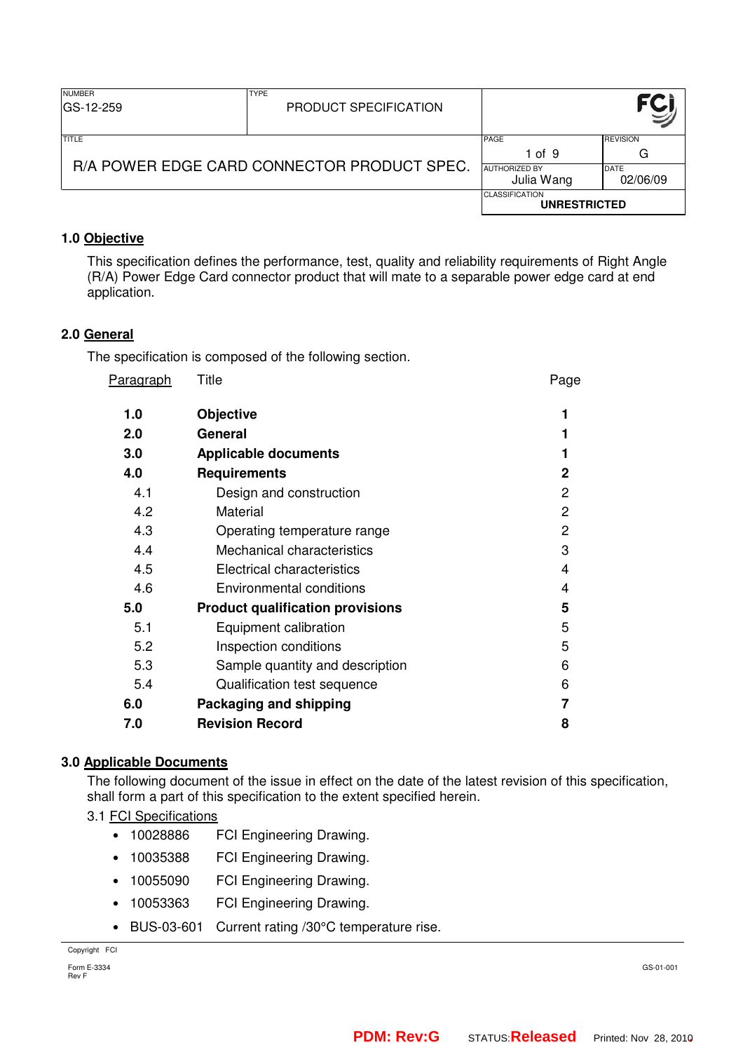| NUMBER<br>GS-12-259 | TYPE<br>PRODUCT SPECIFICATION | FCI | |
|---|---|---|---|
| TITLE<br>R/A POWER EDGE CARD CONNECTOR PRODUCT SPEC. | | PAGE<br>1 of 9 | REVISION<br>G |
| | | AUTHORIZED BY<br>Julia Wang | DATE<br>02/06/09 |
| | | CLASSIFICATION<br>**UNRESTRICTED** | |

## 1.0 Objective

This specification defines the performance, test, quality and reliability requirements of Right Angle (R/A) Power Edge Card connector product that will mate to a separable power edge card at end application.

## 2.0 General

The specification is composed of the following section.

| Paragraph | Title | Page |
|---|---|---|
| **1.0** | **Objective** | **1** |
| **2.0** | **General** | **1** |
| **3.0** | **Applicable documents** | **1** |
| **4.0** | **Requirements** | **2** |
| 4.1 | Design and construction | 2 |
| 4.2 | Material | 2 |
| 4.3 | Operating temperature range | 2 |
| 4.4 | Mechanical characteristics | 3 |
| 4.5 | Electrical characteristics | 4 |
| 4.6 | Environmental conditions | 4 |
| **5.0** | **Product qualification provisions** | **5** |
| 5.1 | Equipment calibration | 5 |
| 5.2 | Inspection conditions | 5 |
| 5.3 | Sample quantity and description | 6 |
| 5.4 | Qualification test sequence | 6 |
| **6.0** | **Packaging and shipping** | **7** |
| **7.0** | **Revision Record** | **8** |

## 3.0 Applicable Documents

The following document of the issue in effect on the date of the latest revision of this specification, shall form a part of this specification to the extent specified herein.

3.1 FCI Specifications

- 10028886 FCI Engineering Drawing.
- 10035388 FCI Engineering Drawing.
- 10055090 FCI Engineering Drawing.
- 10053363 FCI Engineering Drawing.
- BUS-03-601 Current rating /30°C temperature rise.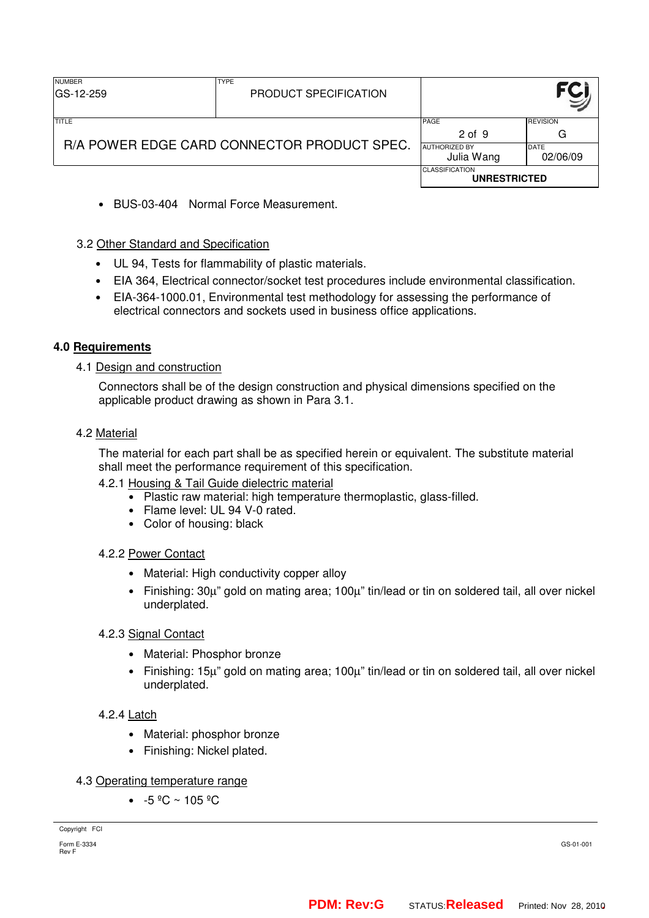- BUS-03-404 Normal Force Measurement.

### 3.2 Other Standard and Specification

- UL 94, Tests for flammability of plastic materials.
- EIA 364, Electrical connector/socket test procedures include environmental classification.
- EIA-364-1000.01, Environmental test methodology for assessing the performance of electrical connectors and sockets used in business office applications.

## 4.0 Requirements

### 4.1 Design and construction

Connectors shall be of the design construction and physical dimensions specified on the applicable product drawing as shown in Para 3.1.

### 4.2 Material

The material for each part shall be as specified herein or equivalent. The substitute material shall meet the performance requirement of this specification.

#### 4.2.1 Housing & Tail Guide dielectric material

- Plastic raw material: high temperature thermoplastic, glass-filled.
- Flame level: UL 94 V-0 rated.
- Color of housing: black

#### 4.2.2 Power Contact

- Material: High conductivity copper alloy
- Finishing: 30µ" gold on mating area; 100µ" tin/lead or tin on soldered tail, all over nickel underplated.

#### 4.2.3 Signal Contact

- Material: Phosphor bronze
- Finishing: 15µ" gold on mating area; 100µ" tin/lead or tin on soldered tail, all over nickel underplated.

#### 4.2.4 Latch

- Material: phosphor bronze
- Finishing: Nickel plated.

### 4.3 Operating temperature range

- -5 ºC ~ 105 ºC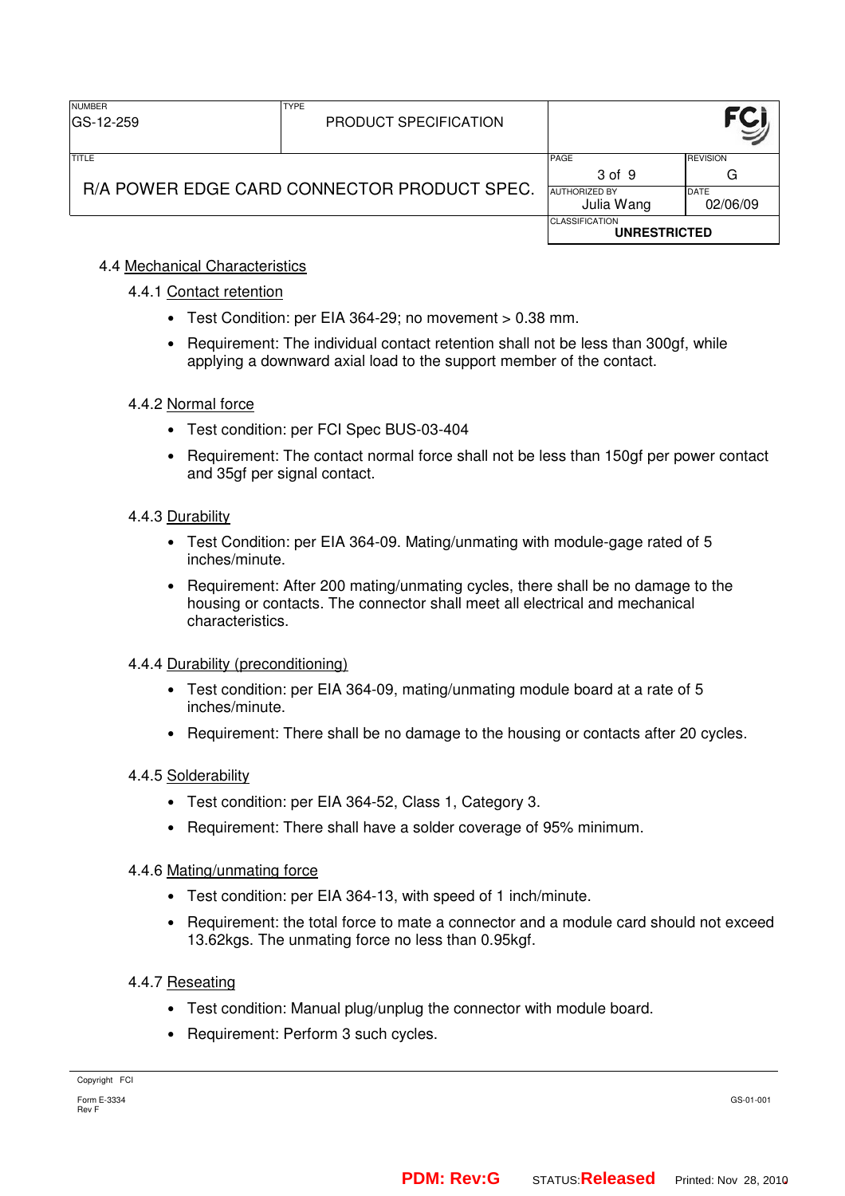## 4.4 Mechanical Characteristics

### 4.4.1 Contact retention

- Test Condition: per EIA 364-29; no movement > 0.38 mm.
- Requirement: The individual contact retention shall not be less than 300gf, while applying a downward axial load to the support member of the contact.

### 4.4.2 Normal force

- Test condition: per FCI Spec BUS-03-404
- Requirement: The contact normal force shall not be less than 150gf per power contact and 35gf per signal contact.

### 4.4.3 Durability

- Test Condition: per EIA 364-09. Mating/unmating with module-gage rated of 5 inches/minute.
- Requirement: After 200 mating/unmating cycles, there shall be no damage to the housing or contacts. The connector shall meet all electrical and mechanical characteristics.

### 4.4.4 Durability (preconditioning)

- Test condition: per EIA 364-09, mating/unmating module board at a rate of 5 inches/minute.
- Requirement: There shall be no damage to the housing or contacts after 20 cycles.

### 4.4.5 Solderability

- Test condition: per EIA 364-52, Class 1, Category 3.
- Requirement: There shall have a solder coverage of 95% minimum.

### 4.4.6 Mating/unmating force

- Test condition: per EIA 364-13, with speed of 1 inch/minute.
- Requirement: the total force to mate a connector and a module card should not exceed 13.62kgs. The unmating force no less than 0.95kgf.

### 4.4.7 Reseating

- Test condition: Manual plug/unplug the connector with module board.
- Requirement: Perform 3 such cycles.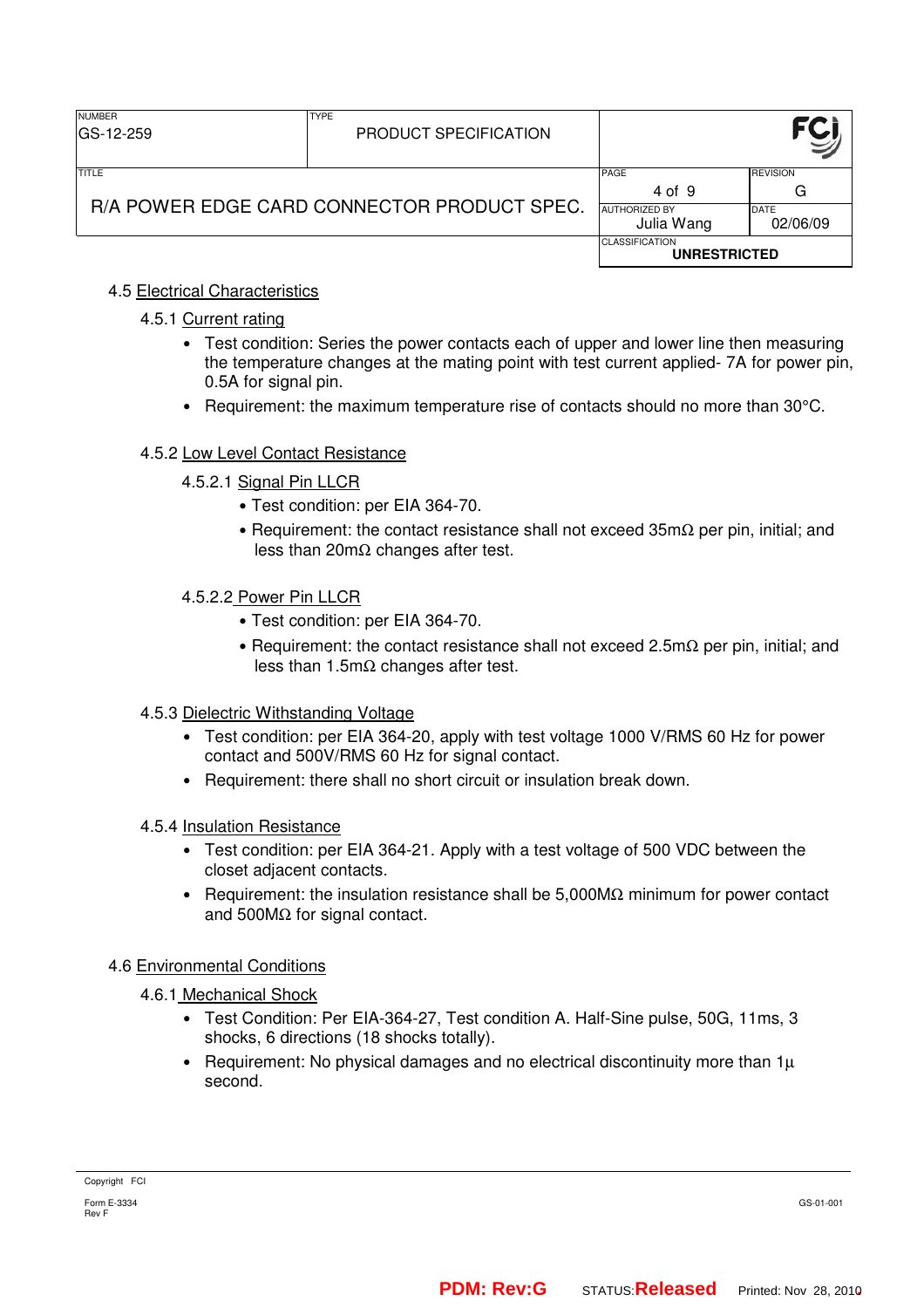## 4.5 Electrical Characteristics

### 4.5.1 Current rating

- Test condition: Series the power contacts each of upper and lower line then measuring the temperature changes at the mating point with test current applied- 7A for power pin, 0.5A for signal pin.
- Requirement: the maximum temperature rise of contacts should no more than 30°C.

### 4.5.2 Low Level Contact Resistance

#### 4.5.2.1 Signal Pin LLCR

- Test condition: per EIA 364-70.
- Requirement: the contact resistance shall not exceed 35mΩ per pin, initial; and less than 20mΩ changes after test.

#### 4.5.2.2 Power Pin LLCR

- Test condition: per EIA 364-70.
- Requirement: the contact resistance shall not exceed 2.5mΩ per pin, initial; and less than 1.5mΩ changes after test.

### 4.5.3 Dielectric Withstanding Voltage

- Test condition: per EIA 364-20, apply with test voltage 1000 V/RMS 60 Hz for power contact and 500V/RMS 60 Hz for signal contact.
- Requirement: there shall no short circuit or insulation break down.

### 4.5.4 Insulation Resistance

- Test condition: per EIA 364-21. Apply with a test voltage of 500 VDC between the closet adjacent contacts.
- Requirement: the insulation resistance shall be 5,000MΩ minimum for power contact and 500MΩ for signal contact.

## 4.6 Environmental Conditions

### 4.6.1 Mechanical Shock

- Test Condition: Per EIA-364-27, Test condition A. Half-Sine pulse, 50G, 11ms, 3 shocks, 6 directions (18 shocks totally).
- Requirement: No physical damages and no electrical discontinuity more than 1µ second.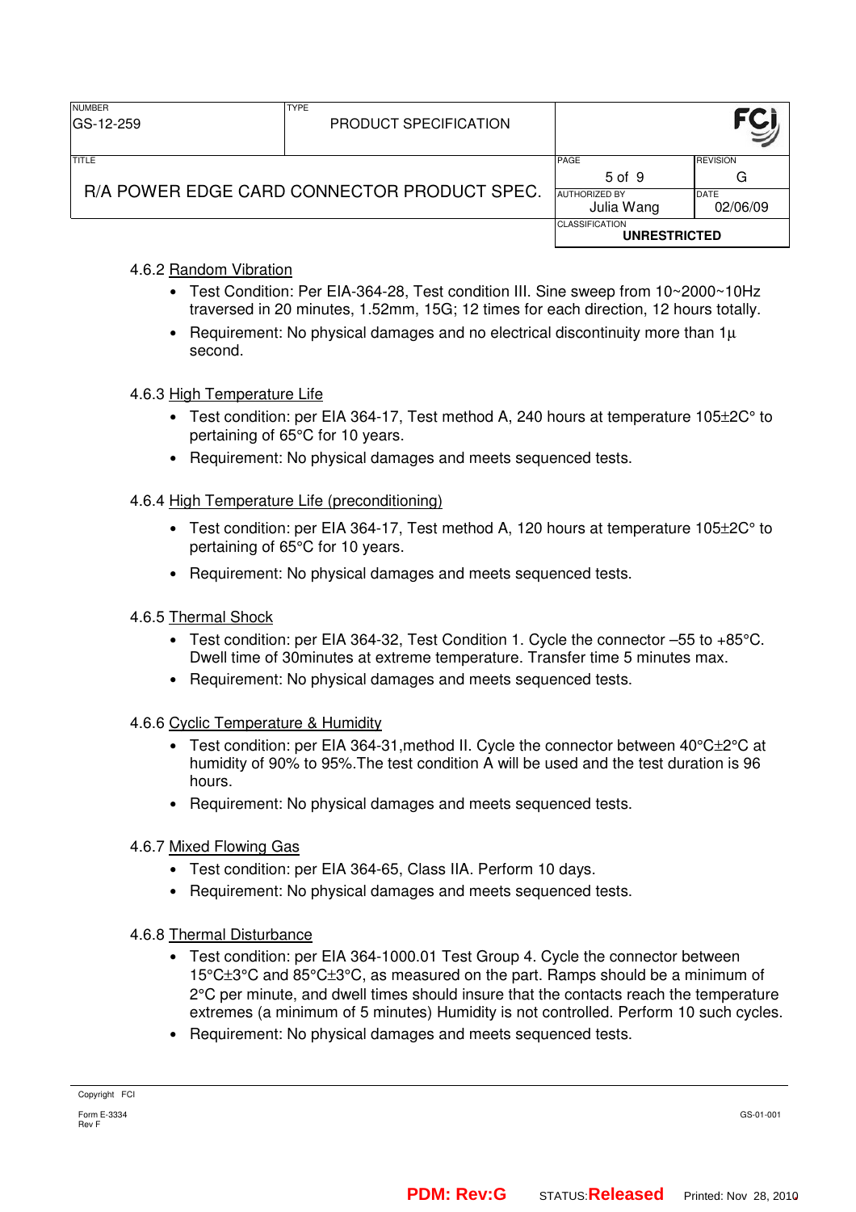#### 4.6.2 Random Vibration

- Test Condition: Per EIA-364-28, Test condition III. Sine sweep from 10~2000~10Hz traversed in 20 minutes, 1.52mm, 15G; 12 times for each direction, 12 hours totally.
- Requirement: No physical damages and no electrical discontinuity more than 1μ second.

#### 4.6.3 High Temperature Life

- Test condition: per EIA 364-17, Test method A, 240 hours at temperature 105±2C° to pertaining of 65°C for 10 years.
- Requirement: No physical damages and meets sequenced tests.

#### 4.6.4 High Temperature Life (preconditioning)

- Test condition: per EIA 364-17, Test method A, 120 hours at temperature 105±2C° to pertaining of 65°C for 10 years.
- Requirement: No physical damages and meets sequenced tests.

#### 4.6.5 Thermal Shock

- Test condition: per EIA 364-32, Test Condition 1. Cycle the connector –55 to +85°C. Dwell time of 30minutes at extreme temperature. Transfer time 5 minutes max.
- Requirement: No physical damages and meets sequenced tests.

#### 4.6.6 Cyclic Temperature & Humidity

- Test condition: per EIA 364-31,method II. Cycle the connector between 40°C±2°C at humidity of 90% to 95%.The test condition A will be used and the test duration is 96 hours.
- Requirement: No physical damages and meets sequenced tests.

#### 4.6.7 Mixed Flowing Gas

- Test condition: per EIA 364-65, Class IIA. Perform 10 days.
- Requirement: No physical damages and meets sequenced tests.

#### 4.6.8 Thermal Disturbance

- Test condition: per EIA 364-1000.01 Test Group 4. Cycle the connector between 15°C±3°C and 85°C±3°C, as measured on the part. Ramps should be a minimum of 2°C per minute, and dwell times should insure that the contacts reach the temperature extremes (a minimum of 5 minutes) Humidity is not controlled. Perform 10 such cycles.
- Requirement: No physical damages and meets sequenced tests.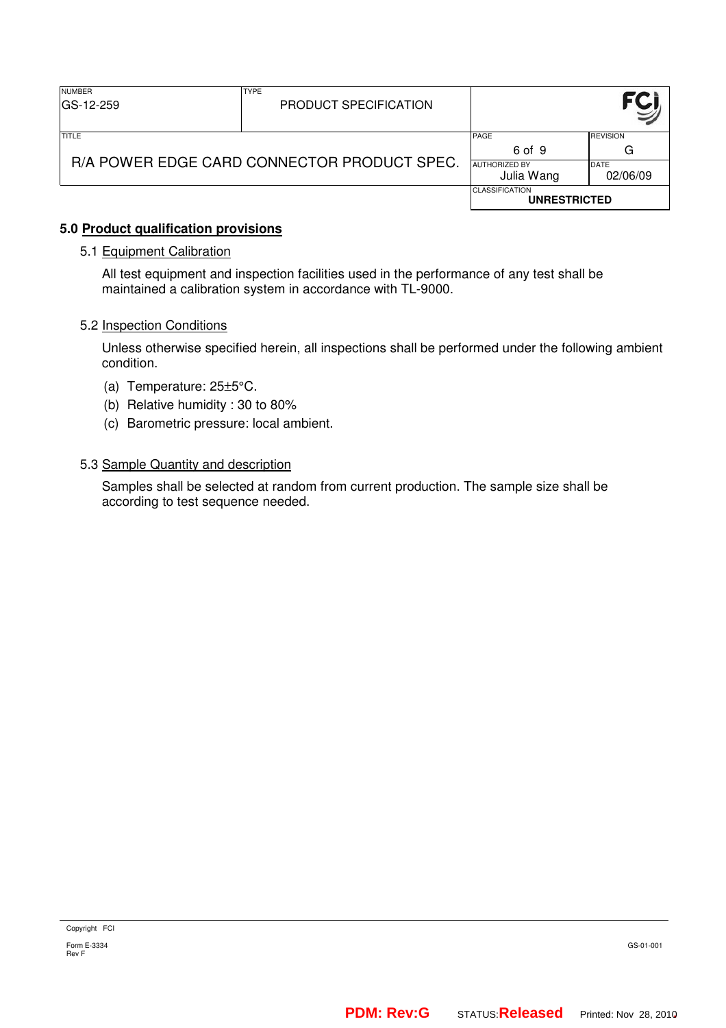## 5.0 Product qualification provisions

### 5.1 Equipment Calibration

All test equipment and inspection facilities used in the performance of any test shall be maintained a calibration system in accordance with TL-9000.

### 5.2 Inspection Conditions

Unless otherwise specified herein, all inspections shall be performed under the following ambient condition.

(a) Temperature: 25±5°C.

(b) Relative humidity : 30 to 80%

(c) Barometric pressure: local ambient.

### 5.3 Sample Quantity and description

Samples shall be selected at random from current production. The sample size shall be according to test sequence needed.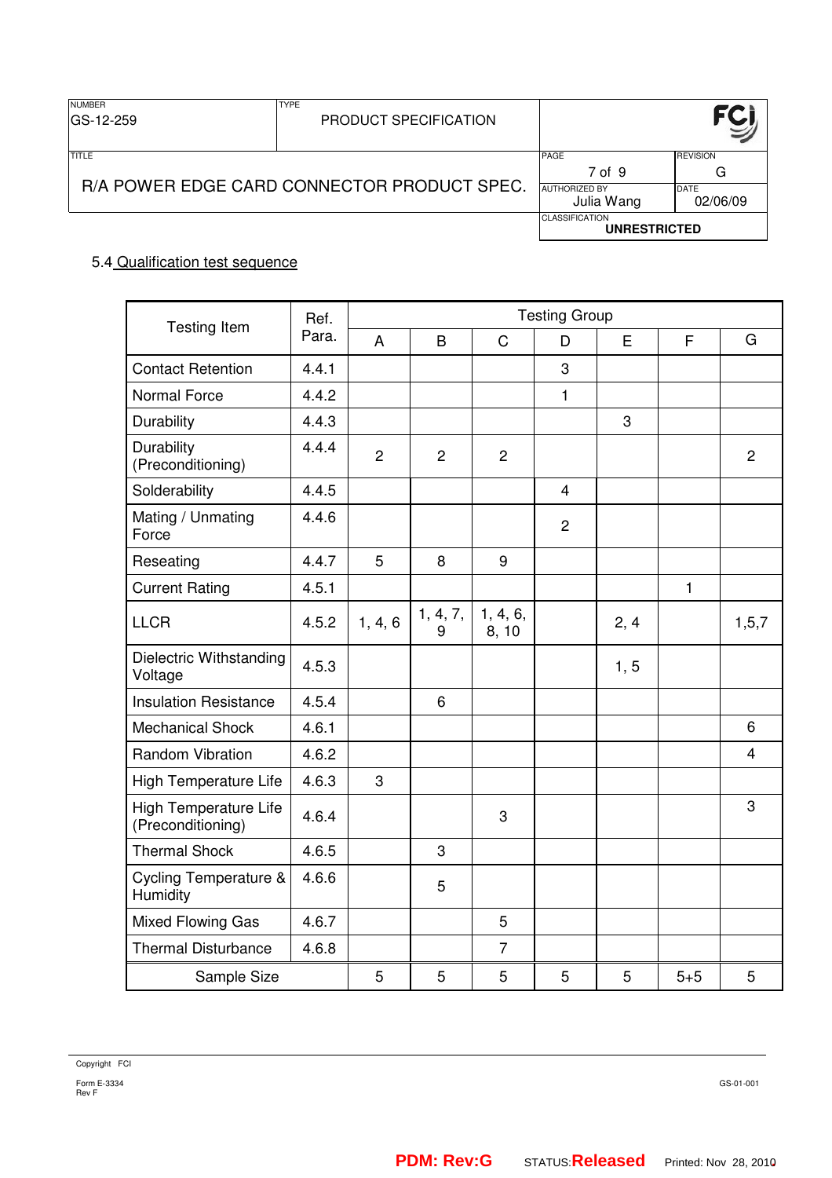5.4 Qualification test sequence

| Testing Item | Ref. Para. | Testing Group | | | | | | |
|---|---|---|---|---|---|---|---|---|
| | | A | B | C | D | E | F | G |
| Contact Retention | 4.4.1 | | | | 3 | | | |
| Normal Force | 4.4.2 | | | | 1 | | | |
| Durability | 4.4.3 | | | | | 3 | | |
| Durability (Preconditioning) | 4.4.4 | 2 | 2 | 2 | | | | 2 |
| Solderability | 4.4.5 | | | | 4 | | | |
| Mating / Unmating Force | 4.4.6 | | | | 2 | | | |
| Reseating | 4.4.7 | 5 | 8 | 9 | | | | |
| Current Rating | 4.5.1 | | | | | | 1 | |
| LLCR | 4.5.2 | 1, 4, 6 | 1, 4, 7, 9 | 1, 4, 6, 8, 10 | | 2, 4 | | 1,5,7 |
| Dielectric Withstanding Voltage | 4.5.3 | | | | | 1, 5 | | |
| Insulation Resistance | 4.5.4 | | 6 | | | | | |
| Mechanical Shock | 4.6.1 | | | | | | | 6 |
| Random Vibration | 4.6.2 | | | | | | | 4 |
| High Temperature Life | 4.6.3 | 3 | | | | | | |
| High Temperature Life (Preconditioning) | 4.6.4 | | | 3 | | | | 3 |
| Thermal Shock | 4.6.5 | | 3 | | | | | |
| Cycling Temperature & Humidity | 4.6.6 | | 5 | | | | | |
| Mixed Flowing Gas | 4.6.7 | | | 5 | | | | |
| Thermal Disturbance | 4.6.8 | | | 7 | | | | |
| Sample Size | | 5 | 5 | 5 | 5 | 5 | 5+5 | 5 |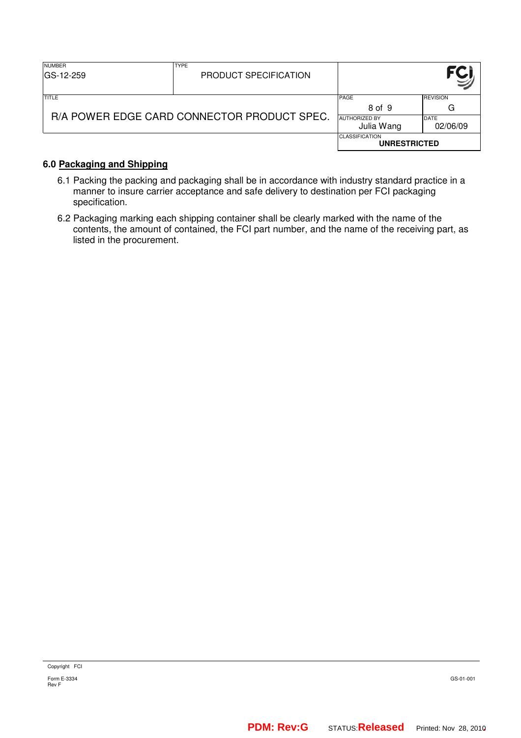## 6.0 Packaging and Shipping

6.1 Packing the packing and packaging shall be in accordance with industry standard practice in a manner to insure carrier acceptance and safe delivery to destination per FCI packaging specification.

6.2 Packaging marking each shipping container shall be clearly marked with the name of the contents, the amount of contained, the FCI part number, and the name of the receiving part, as listed in the procurement.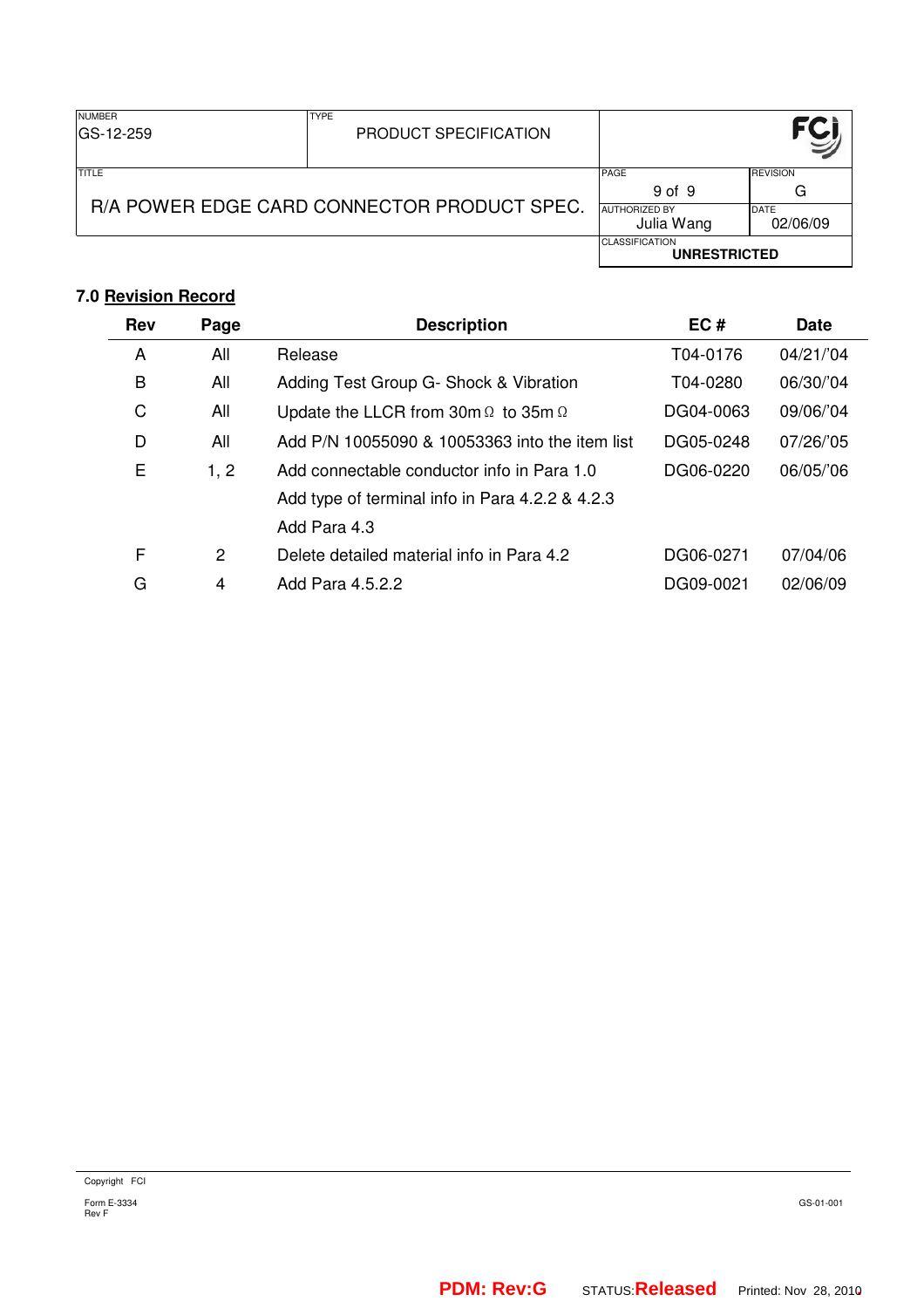## 7.0 Revision Record

| Rev | Page | Description | EC # | Date |
|---|---|---|---|---|
| A | All | Release | T04-0176 | 04/21/'04 |
| B | All | Adding Test Group G- Shock & Vibration | T04-0280 | 06/30/'04 |
| C | All | Update the LLCR from 30mΩ to 35mΩ | DG04-0063 | 09/06/'04 |
| D | All | Add P/N 10055090 & 10053363 into the item list | DG05-0248 | 07/26/'05 |
| E | 1, 2 | Add connectable conductor info in Para 1.0 | DG06-0220 | 06/05/'06 |
| | | Add type of terminal info in Para 4.2.2 & 4.2.3 | | |
| | | Add Para 4.3 | | |
| F | 2 | Delete detailed material info in Para 4.2 | DG06-0271 | 07/04/06 |
| G | 4 | Add Para 4.5.2.2 | DG09-0021 | 02/06/09 |